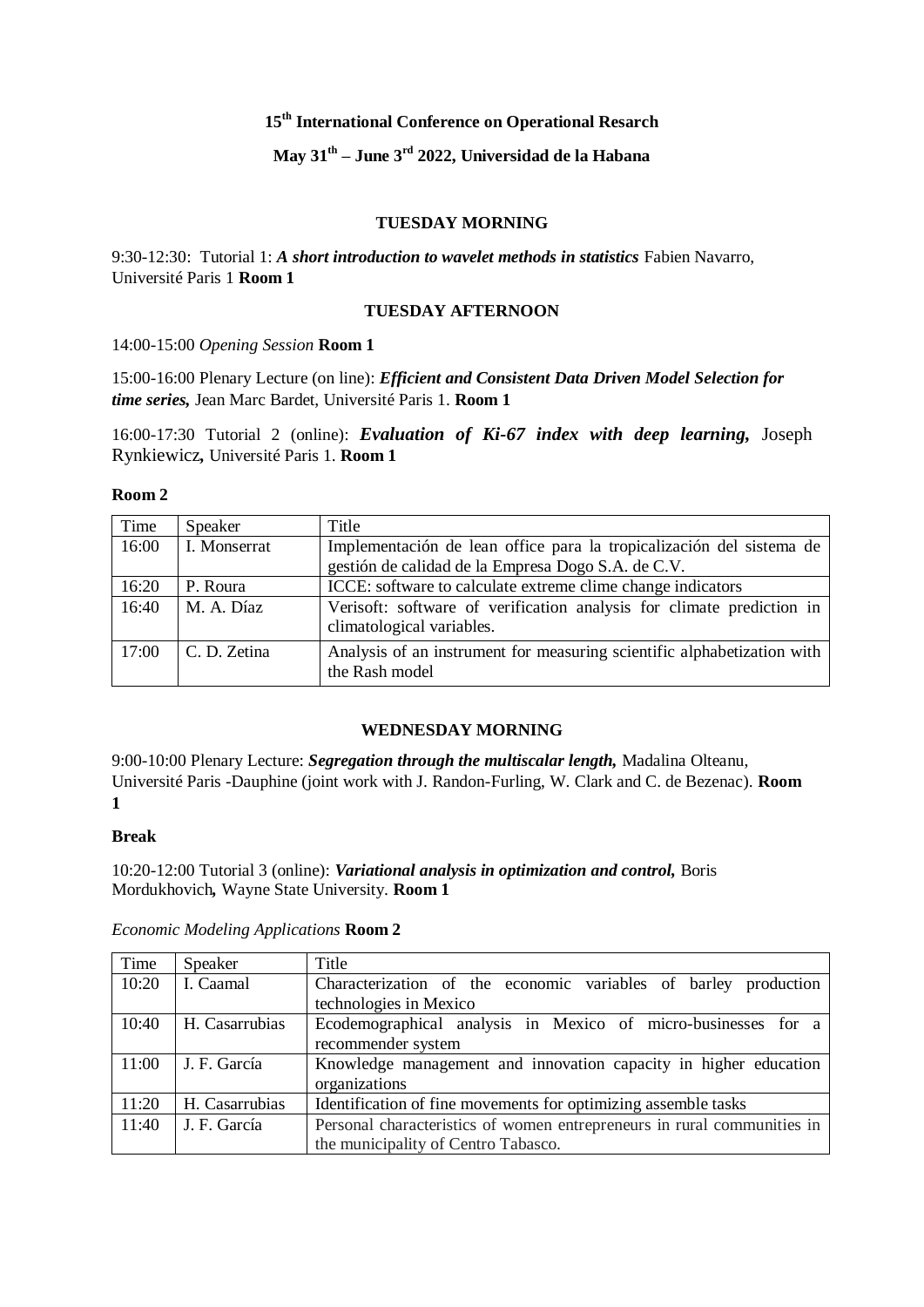**15th International Conference on Operational Resarch**

**May 31th – June 3rd 2022, Universidad de la Habana**

**TUESDAY MORNING**

9:30-12:30: Tutorial 1: ***A short introduction to wavelet methods in statistics*** Fabien Navarro, Université Paris 1 **Room 1**

**TUESDAY AFTERNOON**

14:00-15:00 *Opening Session* **Room 1**

15:00-16:00 Plenary Lecture (on line): ***Efficient and Consistent Data Driven Model Selection for time series,*** Jean Marc Bardet, Université Paris 1. **Room 1**

16:00-17:30 Tutorial 2 (online): ***Evaluation of Ki-67 index with deep learning,*** Joseph Rynkiewicz**,** Université Paris 1. **Room 1**

**Room 2**

| Time | Speaker | Title |
|---|---|---|
| 16:00 | I. Monserrat | Implementación de lean office para la tropicalización del sistema de gestión de calidad de la Empresa Dogo S.A. de C.V. |
| 16:20 | P. Roura | ICCE: software to calculate extreme clime change indicators |
| 16:40 | M. A. Díaz | Verisoft: software of verification analysis for climate prediction in climatological variables. |
| 17:00 | C. D. Zetina | Analysis of an instrument for measuring scientific alphabetization with the Rash model |

**WEDNESDAY MORNING**

9:00-10:00 Plenary Lecture: ***Segregation through the multiscalar length,*** Madalina Olteanu, Université Paris -Dauphine (joint work with J. Randon-Furling, W. Clark and C. de Bezenac). **Room 1**

**Break**

10:20-12:00 Tutorial 3 (online): ***Variational analysis in optimization and control,*** Boris Mordukhovich**,** Wayne State University. **Room 1**

*Economic Modeling Applications* **Room 2**

| Time | Speaker | Title |
|---|---|---|
| 10:20 | I. Caamal | Characterization of the economic variables of barley production technologies in Mexico |
| 10:40 | H. Casarrubias | Ecodemographical analysis in Mexico of micro-businesses for a recommender system |
| 11:00 | J. F. García | Knowledge management and innovation capacity in higher education organizations |
| 11:20 | H. Casarrubias | Identification of fine movements for optimizing assemble tasks |
| 11:40 | J. F. García | Personal characteristics of women entrepreneurs in rural communities in the municipality of Centro Tabasco. |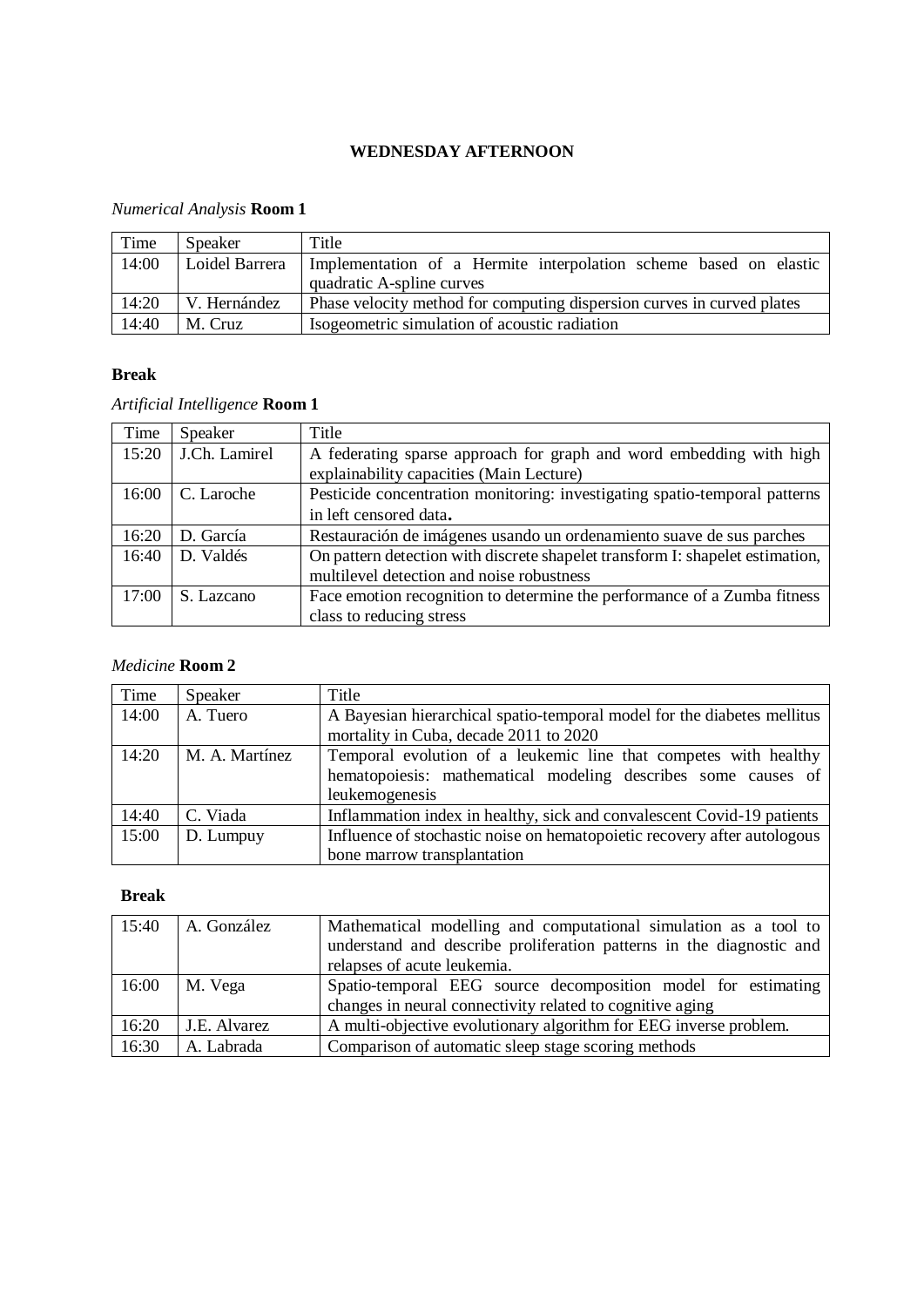**WEDNESDAY AFTERNOON**

*Numerical Analysis* **Room 1**

| Time | Speaker | Title |
|---|---|---|
| 14:00 | Loidel Barrera | Implementation of a Hermite interpolation scheme based on elastic quadratic A-spline curves |
| 14:20 | V. Hernández | Phase velocity method for computing dispersion curves in curved plates |
| 14:40 | M. Cruz | Isogeometric simulation of acoustic radiation |

**Break**

*Artificial Intelligence* **Room 1**

| Time | Speaker | Title |
|---|---|---|
| 15:20 | J.Ch. Lamirel | A federating sparse approach for graph and word embedding with high explainability capacities (Main Lecture) |
| 16:00 | C. Laroche | Pesticide concentration monitoring: investigating spatio-temporal patterns in left censored data**.** |
| 16:20 | D. García | Restauración de imágenes usando un ordenamiento suave de sus parches |
| 16:40 | D. Valdés | On pattern detection with discrete shapelet transform I: shapelet estimation, multilevel detection and noise robustness |
| 17:00 | S. Lazcano | Face emotion recognition to determine the performance of a Zumba fitness class to reducing stress |

*Medicine* **Room 2**

| Time | Speaker | Title |
|---|---|---|
| 14:00 | A. Tuero | A Bayesian hierarchical spatio-temporal model for the diabetes mellitus mortality in Cuba, decade 2011 to 2020 |
| 14:20 | M. A. Martínez | Temporal evolution of a leukemic line that competes with healthy hematopoiesis: mathematical modeling describes some causes of leukemogenesis |
| 14:40 | C. Viada | Inflammation index in healthy, sick and convalescent Covid-19 patients |
| 15:00 | D. Lumpuy | Influence of stochastic noise on hematopoietic recovery after autologous bone marrow transplantation |
| **Break** | | |
| 15:40 | A. González | Mathematical modelling and computational simulation as a tool to understand and describe proliferation patterns in the diagnostic and relapses of acute leukemia. |
| 16:00 | M. Vega | Spatio-temporal EEG source decomposition model for estimating changes in neural connectivity related to cognitive aging |
| 16:20 | J.E. Alvarez | A multi-objective evolutionary algorithm for EEG inverse problem. |
| 16:30 | A. Labrada | Comparison of automatic sleep stage scoring methods |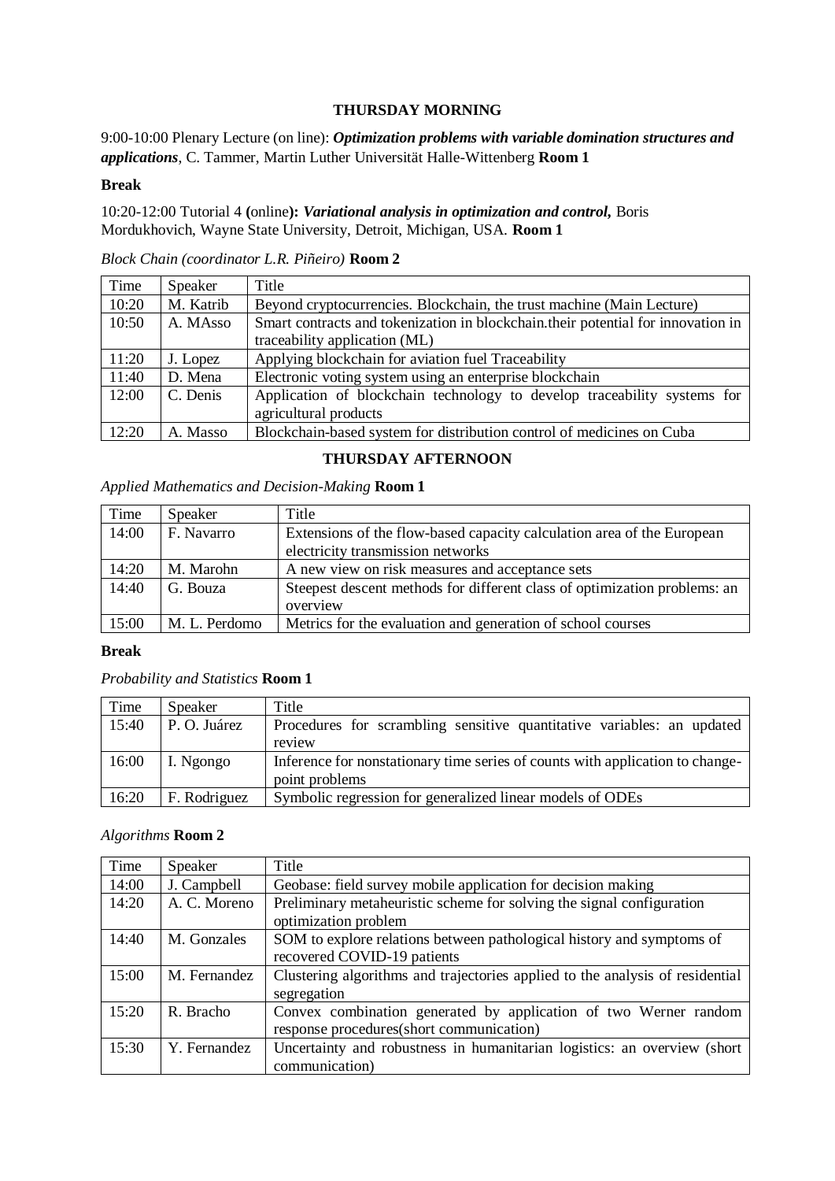## THURSDAY MORNING

9:00-10:00 Plenary Lecture (on line): ***Optimization problems with variable domination structures and applications***, C. Tammer, Martin Luther Universität Halle-Wittenberg **Room 1**

**Break**

10:20-12:00 Tutorial 4 **(**online**):** ***Variational analysis in optimization and control,*** Boris Mordukhovich, Wayne State University, Detroit, Michigan, USA. **Room 1**

*Block Chain (coordinator L.R. Piñeiro)* **Room 2**

| Time | Speaker | Title |
|---|---|---|
| 10:20 | M. Katrib | Beyond cryptocurrencies. Blockchain, the trust machine (Main Lecture) |
| 10:50 | A. MAsso | Smart contracts and tokenization in blockchain.their potential for innovation in traceability application (ML) |
| 11:20 | J. Lopez | Applying blockchain for aviation fuel Traceability |
| 11:40 | D. Mena | Electronic voting system using an enterprise blockchain |
| 12:00 | C. Denis | Application of blockchain technology to develop traceability systems for agricultural products |
| 12:20 | A. Masso | Blockchain-based system for distribution control of medicines on Cuba |

## THURSDAY AFTERNOON

*Applied Mathematics and Decision-Making* **Room 1**

| Time | Speaker | Title |
|---|---|---|
| 14:00 | F. Navarro | Extensions of the flow-based capacity calculation area of the European electricity transmission networks |
| 14:20 | M. Marohn | A new view on risk measures and acceptance sets |
| 14:40 | G. Bouza | Steepest descent methods for different class of optimization problems: an overview |
| 15:00 | M. L. Perdomo | Metrics for the evaluation and generation of school courses |

**Break**

*Probability and Statistics* **Room 1**

| Time | Speaker | Title |
|---|---|---|
| 15:40 | P. O. Juárez | Procedures for scrambling sensitive quantitative variables: an updated review |
| 16:00 | I. Ngongo | Inference for nonstationary time series of counts with application to change-point problems |
| 16:20 | F. Rodriguez | Symbolic regression for generalized linear models of ODEs |

*Algorithms* **Room 2**

| Time | Speaker | Title |
|---|---|---|
| 14:00 | J. Campbell | Geobase: field survey mobile application for decision making |
| 14:20 | A. C. Moreno | Preliminary metaheuristic scheme for solving the signal configuration optimization problem |
| 14:40 | M. Gonzales | SOM to explore relations between pathological history and symptoms of recovered COVID-19 patients |
| 15:00 | M. Fernandez | Clustering algorithms and trajectories applied to the analysis of residential segregation |
| 15:20 | R. Bracho | Convex combination generated by application of two Werner random response procedures(short communication) |
| 15:30 | Y. Fernandez | Uncertainty and robustness in humanitarian logistics: an overview (short communication) |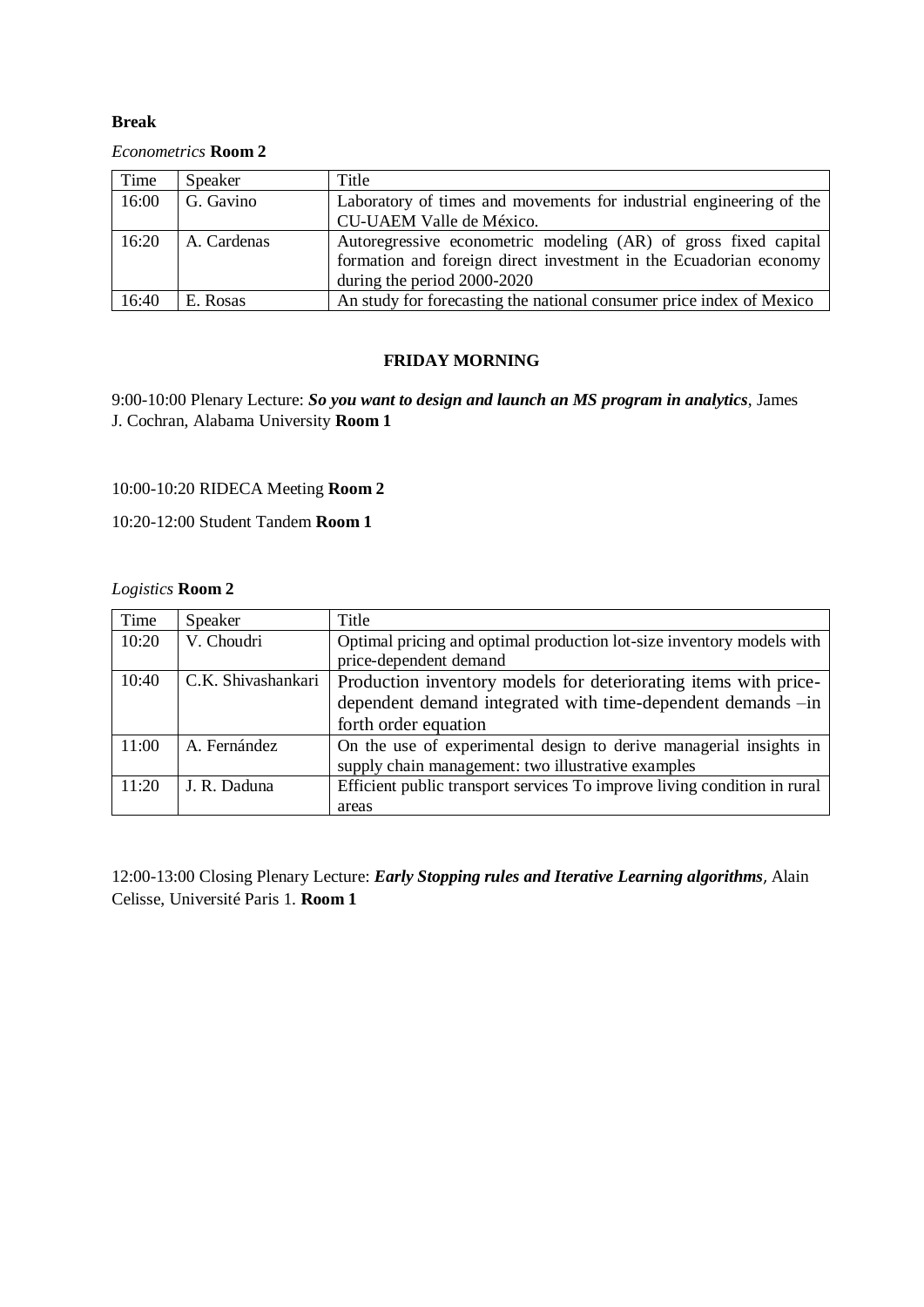**Break**

*Econometrics* **Room 2**

| Time | Speaker | Title |
|---|---|---|
| 16:00 | G. Gavino | Laboratory of times and movements for industrial engineering of the CU-UAEM Valle de México. |
| 16:20 | A. Cardenas | Autoregressive econometric modeling (AR) of gross fixed capital formation and foreign direct investment in the Ecuadorian economy during the period 2000-2020 |
| 16:40 | E. Rosas | An study for forecasting the national consumer price index of Mexico |

**FRIDAY MORNING**

9:00-10:00 Plenary Lecture: ***So you want to design and launch an MS program in analytics***, James J. Cochran, Alabama University **Room 1**

10:00-10:20 RIDECA Meeting **Room 2**

10:20-12:00 Student Tandem **Room 1**

*Logistics* **Room 2**

| Time | Speaker | Title |
|---|---|---|
| 10:20 | V. Choudri | Optimal pricing and optimal production lot-size inventory models with price-dependent demand |
| 10:40 | C.K. Shivashankari | Production inventory models for deteriorating items with price-dependent demand integrated with time-dependent demands –in forth order equation |
| 11:00 | A. Fernández | On the use of experimental design to derive managerial insights in supply chain management: two illustrative examples |
| 11:20 | J. R. Daduna | Efficient public transport services To improve living condition in rural areas |

12:00-13:00 Closing Plenary Lecture: ***Early Stopping rules and Iterative Learning algorithms***, Alain Celisse, Université Paris 1. **Room 1**